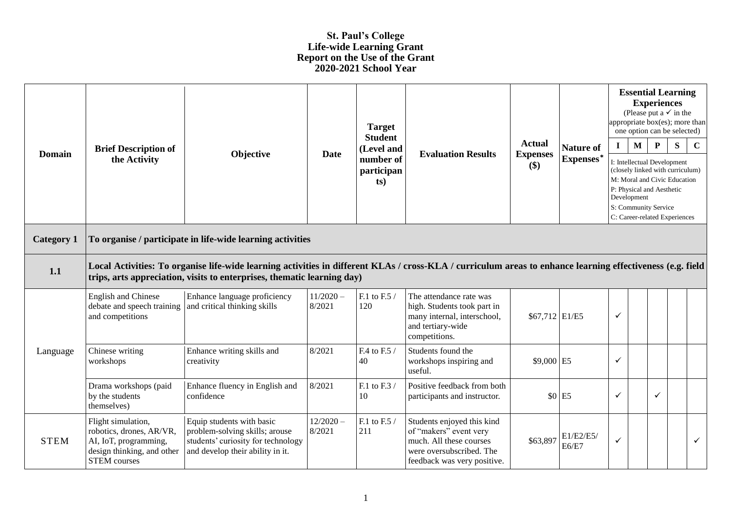# St. Paul's College
## Life-wide Learning Grant
## Report on the Use of the Grant
## 2020-2021 School Year

| Domain | Brief Description of the Activity | Objective | Date | Target Student (Level and number of participants) | Evaluation Results | Actual Expenses ($) | Nature of Expenses* | Essential Learning Experiences (Please put a ✓ in the appropriate box(es); more than one option can be selected) | | | | |
|---|---|---|---|---|---|---|---|---|---|---|---|---|
| | | | | | | | | I | M | P | S | C |
| | | | | | | | | I: Intellectual Development (closely linked with curriculum) M: Moral and Civic Education P: Physical and Aesthetic Development S: Community Service C: Career-related Experiences | | | | |
| **Category 1** | **To organise / participate in life-wide learning activities** | | | | | | | | | | | |
| **1.1** | **Local Activities: To organise life-wide learning activities in different KLAs / cross-KLA / curriculum areas to enhance learning effectiveness (e.g. field trips, arts appreciation, visits to enterprises, thematic learning day)** | | | | | | | | | | | |
| Language | English and Chinese debate and speech training and competitions | Enhance language proficiency and critical thinking skills | 11/2020 – 8/2021 | F.1 to F.5 / 120 | The attendance rate was high. Students took part in many internal, interschool, and tertiary-wide competitions. | $67,712 | E1/E5 | ✓ | | | | |
| | Chinese writing workshops | Enhance writing skills and creativity | 8/2021 | F.4 to F.5 / 40 | Students found the workshops inspiring and useful. | $9,000 | E5 | ✓ | | | | |
| | Drama workshops (paid by the students themselves) | Enhance fluency in English and confidence | 8/2021 | F.1 to F.3 / 10 | Positive feedback from both participants and instructor. | $0 | E5 | ✓ | | ✓ | | |
| STEM | Flight simulation, robotics, drones, AR/VR, AI, IoT, programming, design thinking, and other STEM courses | Equip students with basic problem-solving skills; arouse students' curiosity for technology and develop their ability in it. | 12/2020 – 8/2021 | F.1 to F.5 / 211 | Students enjoyed this kind of "makers" event very much. All these courses were oversubscribed. The feedback was very positive. | $63,897 | E1/E2/E5/ E6/E7 | ✓ | | | | ✓ |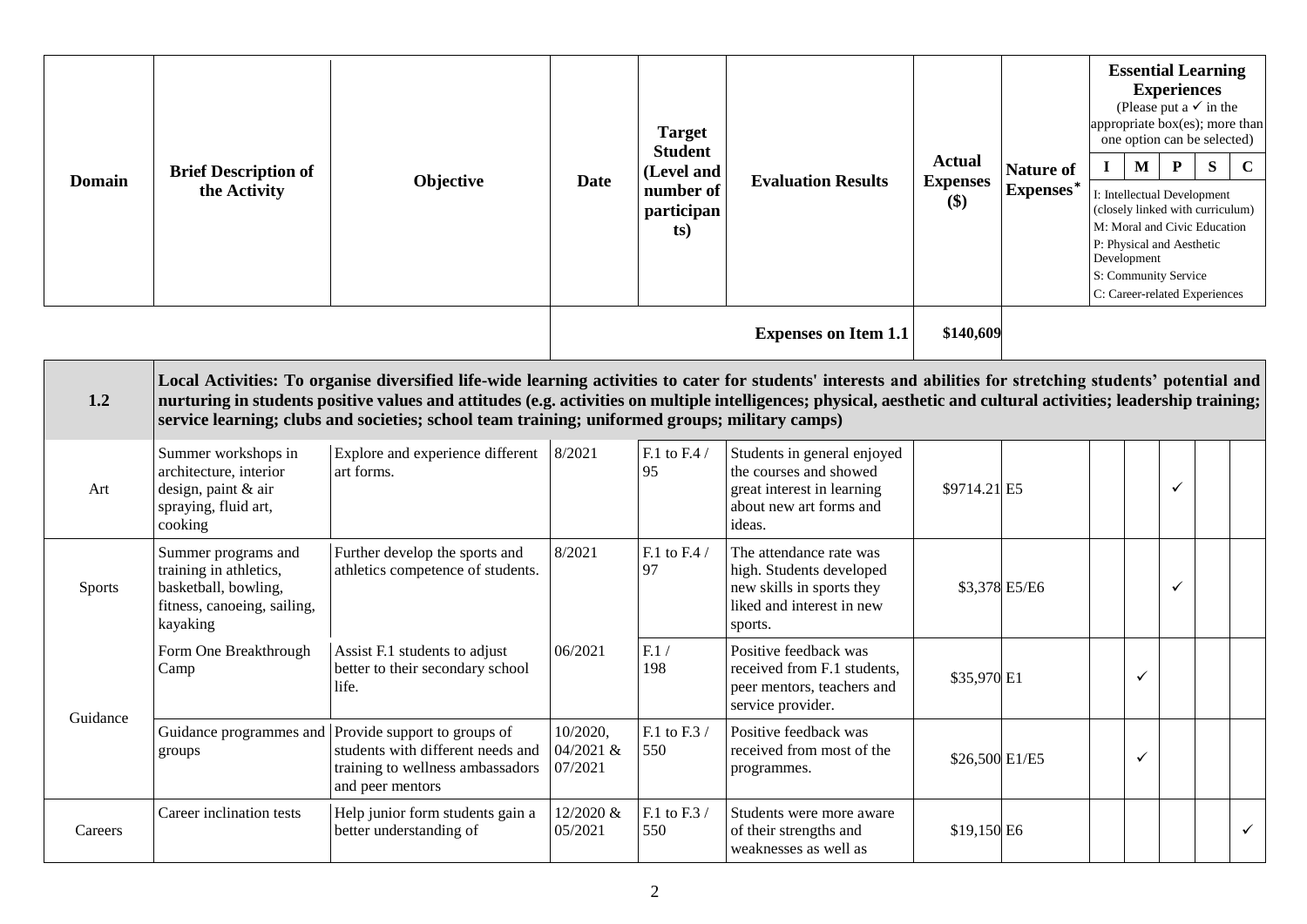| Domain | Brief Description of the Activity | Objective | Date | Target Student (Level and number of participants) | Evaluation Results | Actual Expenses ($) | Nature of Expenses* | Essential Learning Experiences (Please put a ✓ in the appropriate box(es); more than one option can be selected) | | | | |
|---|---|---|---|---|---|---|---|---|---|---|---|---|
| | | | | | | | | I | M | P | S | C |
| | | | | | | | | I: Intellectual Development (closely linked with curriculum) M: Moral and Civic Education P: Physical and Aesthetic Development S: Community Service C: Career-related Experiences | | | | |
| | | | | | **Expenses on Item 1.1** | **$140,609** | | | | | | |
| **1.2** | **Local Activities: To organise diversified life-wide learning activities to cater for students' interests and abilities for stretching students' potential and nurturing in students positive values and attitudes (e.g. activities on multiple intelligences; physical, aesthetic and cultural activities; leadership training; service learning; clubs and societies; school team training; uniformed groups; military camps)** | | | | | | | | | | | |
| Art | Summer workshops in architecture, interior design, paint & air spraying, fluid art, cooking | Explore and experience different art forms. | 8/2021 | F.1 to F.4 / 95 | Students in general enjoyed the courses and showed great interest in learning about new art forms and ideas. | $9714.21 | E5 | | | ✓ | | |
| Sports | Summer programs and training in athletics, basketball, bowling, fitness, canoeing, sailing, kayaking | Further develop the sports and athletics competence of students. | 8/2021 | F.1 to F.4 / 97 | The attendance rate was high. Students developed new skills in sports they liked and interest in new sports. | $3,378 | E5/E6 | | | ✓ | | |
| Guidance | Form One Breakthrough Camp | Assist F.1 students to adjust better to their secondary school life. | 06/2021 | F.1 / 198 | Positive feedback was received from F.1 students, peer mentors, teachers and service provider. | $35,970 | E1 | | ✓ | | | |
| | Guidance programmes and groups | Provide support to groups of students with different needs and training to wellness ambassadors and peer mentors | 10/2020, 04/2021 & 07/2021 | F.1 to F.3 / 550 | Positive feedback was received from most of the programmes. | $26,500 | E1/E5 | | ✓ | | | |
| Careers | Career inclination tests | Help junior form students gain a better understanding of | 12/2020 & 05/2021 | F.1 to F.3 / 550 | Students were more aware of their strengths and weaknesses as well as | $19,150 | E6 | | | | | ✓ |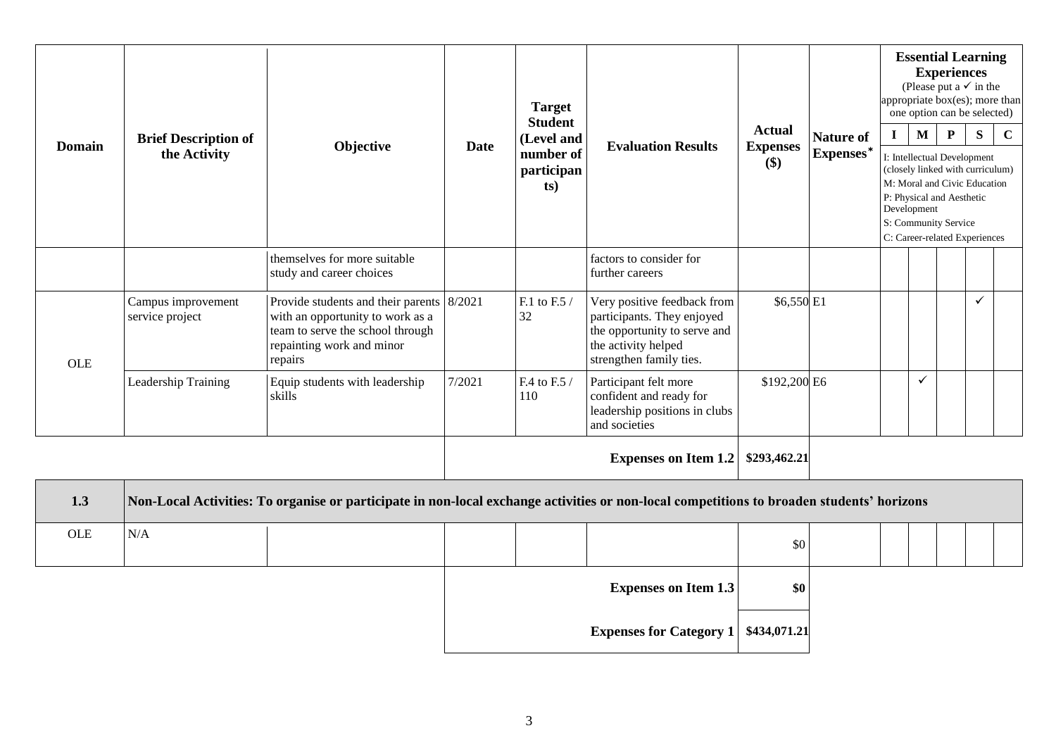| Domain | Brief Description of the Activity | Objective | Date | Target Student (Level and number of participants) | Evaluation Results | Actual Expenses ($) | Nature of Expenses* | Essential Learning Experiences (Please put a ✓ in the appropriate box(es); more than one option can be selected) | | | | |
|---|---|---|---|---|---|---|---|---|---|---|---|---|
| | | | | | | | | I | M | P | S | C |
| | | | | | | | | I: Intellectual Development (closely linked with curriculum) M: Moral and Civic Education P: Physical and Aesthetic Development S: Community Service C: Career-related Experiences | | | | |
| | | themselves for more suitable study and career choices | | | factors to consider for further careers | | | | | | | |
| OLE | Campus improvement service project | Provide students and their parents with an opportunity to work as a team to serve the school through repainting work and minor repairs | 8/2021 | F.1 to F.5 / 32 | Very positive feedback from participants. They enjoyed the opportunity to serve and the activity helped strengthen family ties. | $6,550 | E1 | | | | ✓ | |
| | Leadership Training | Equip students with leadership skills | 7/2021 | F.4 to F.5 / 110 | Participant felt more confident and ready for leadership positions in clubs and societies | $192,200 | E6 | | ✓ | | | |
| | | | | | **Expenses on Item 1.2** | **$293,462.21** | | | | | | |
| **1.3** | **Non-Local Activities: To organise or participate in non-local exchange activities or non-local competitions to broaden students' horizons** | | | | | | | | | | | |
| OLE | N/A | | | | | $0 | | | | | | |
| | | | | | **Expenses on Item 1.3** | **$0** | | | | | | |
| | | | | | **Expenses for Category 1** | **$434,071.21** | | | | | | |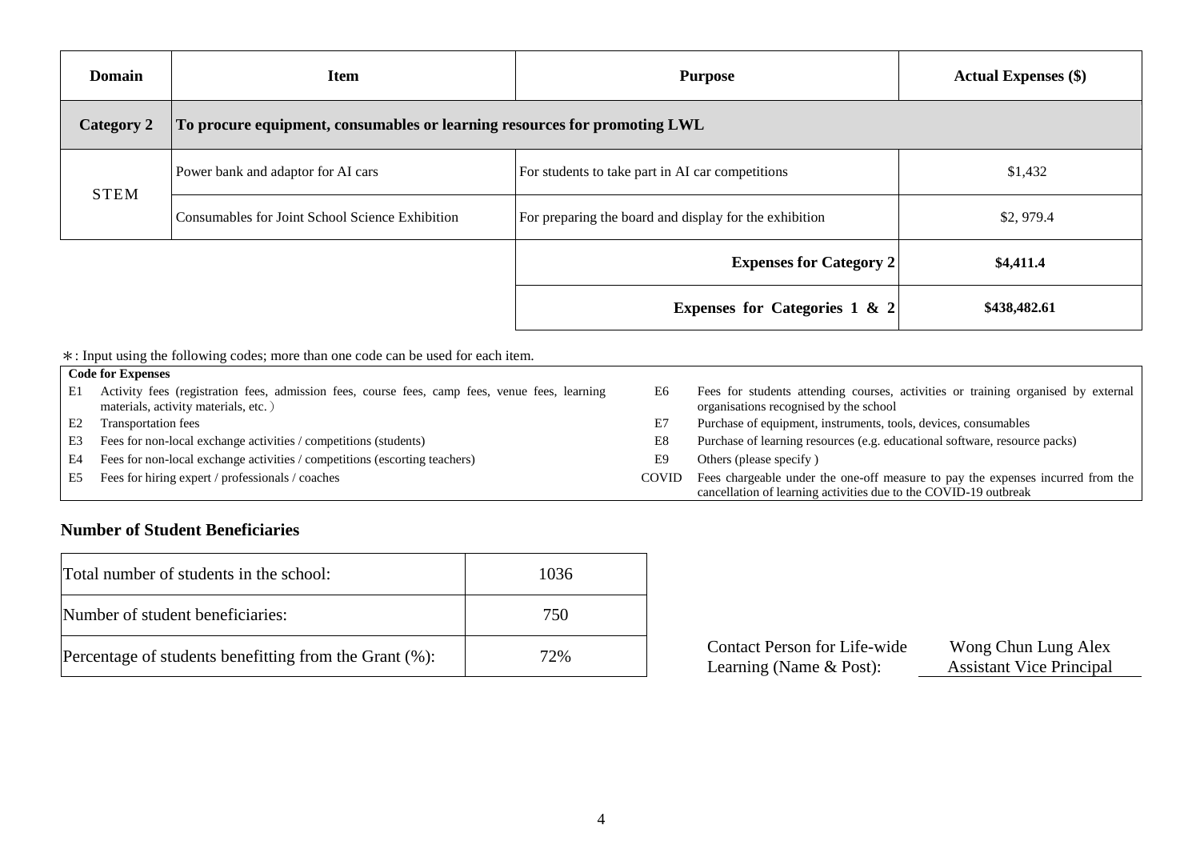| Domain | Item | Purpose | Actual Expenses ($) |
|---|---|---|---|
| **Category 2** | **To procure equipment, consumables or learning resources for promoting LWL** | | |
| STEM | Power bank and adaptor for AI cars | For students to take part in AI car competitions | $1,432 |
| | Consumables for Joint School Science Exhibition | For preparing the board and display for the exhibition | $2, 979.4 |
| | | **Expenses for Category 2** | **$4,411.4** |
| | | **Expenses for Categories 1 & 2** | **$438,482.61** |

＊: Input using the following codes; more than one code can be used for each item.

| Code for Expenses | | | |
|---|---|---|---|
| E1 | Activity fees (registration fees, admission fees, course fees, camp fees, venue fees, learning materials, activity materials, etc.) | E6 | Fees for students attending courses, activities or training organised by external organisations recognised by the school |
| E2 | Transportation fees | E7 | Purchase of equipment, instruments, tools, devices, consumables |
| E3 | Fees for non-local exchange activities / competitions (students) | E8 | Purchase of learning resources (e.g. educational software, resource packs) |
| E4 | Fees for non-local exchange activities / competitions (escorting teachers) | E9 | Others (please specify ) |
| E5 | Fees for hiring expert / professionals / coaches | COVID | Fees chargeable under the one-off measure to pay the expenses incurred from the cancellation of learning activities due to the COVID-19 outbreak |

## Number of Student Beneficiaries

| | |
|---|---|
| Total number of students in the school: | 1036 |
| Number of student beneficiaries: | 750 |
| Percentage of students benefitting from the Grant (%): | 72% |

Contact Person for Life-wide Learning (Name & Post): Wong Chun Lung Alex, Assistant Vice Principal